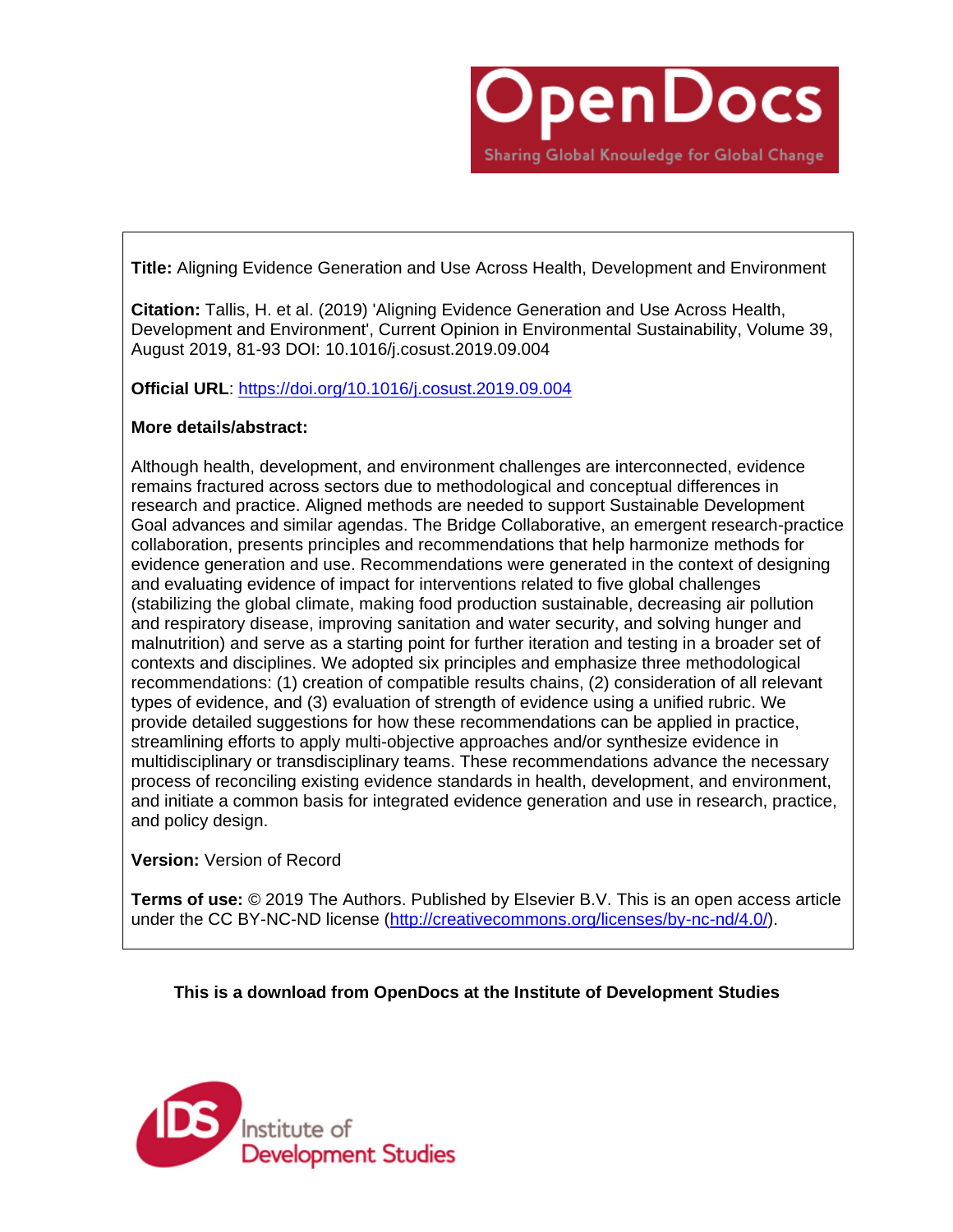OpenDocs

Sharing Global Knowledge for Global Change

**Title:** Aligning Evidence Generation and Use Across Health, Development and Environment

**Citation:** Tallis, H. et al. (2019) 'Aligning Evidence Generation and Use Across Health, Development and Environment', Current Opinion in Environmental Sustainability, Volume 39, August 2019, 81-93 DOI: 10.1016/j.cosust.2019.09.004

**Official URL**: https://doi.org/10.1016/j.cosust.2019.09.004

**More details/abstract:**

Although health, development, and environment challenges are interconnected, evidence remains fractured across sectors due to methodological and conceptual differences in research and practice. Aligned methods are needed to support Sustainable Development Goal advances and similar agendas. The Bridge Collaborative, an emergent research-practice collaboration, presents principles and recommendations that help harmonize methods for evidence generation and use. Recommendations were generated in the context of designing and evaluating evidence of impact for interventions related to five global challenges (stabilizing the global climate, making food production sustainable, decreasing air pollution and respiratory disease, improving sanitation and water security, and solving hunger and malnutrition) and serve as a starting point for further iteration and testing in a broader set of contexts and disciplines. We adopted six principles and emphasize three methodological recommendations: (1) creation of compatible results chains, (2) consideration of all relevant types of evidence, and (3) evaluation of strength of evidence using a unified rubric. We provide detailed suggestions for how these recommendations can be applied in practice, streamlining efforts to apply multi-objective approaches and/or synthesize evidence in multidisciplinary or transdisciplinary teams. These recommendations advance the necessary process of reconciling existing evidence standards in health, development, and environment, and initiate a common basis for integrated evidence generation and use in research, practice, and policy design.

**Version:** Version of Record

**Terms of use:** © 2019 The Authors. Published by Elsevier B.V. This is an open access article under the CC BY-NC-ND license (http://creativecommons.org/licenses/by-nc-nd/4.0/).

**This is a download from OpenDocs at the Institute of Development Studies**

IDS Institute of Development Studies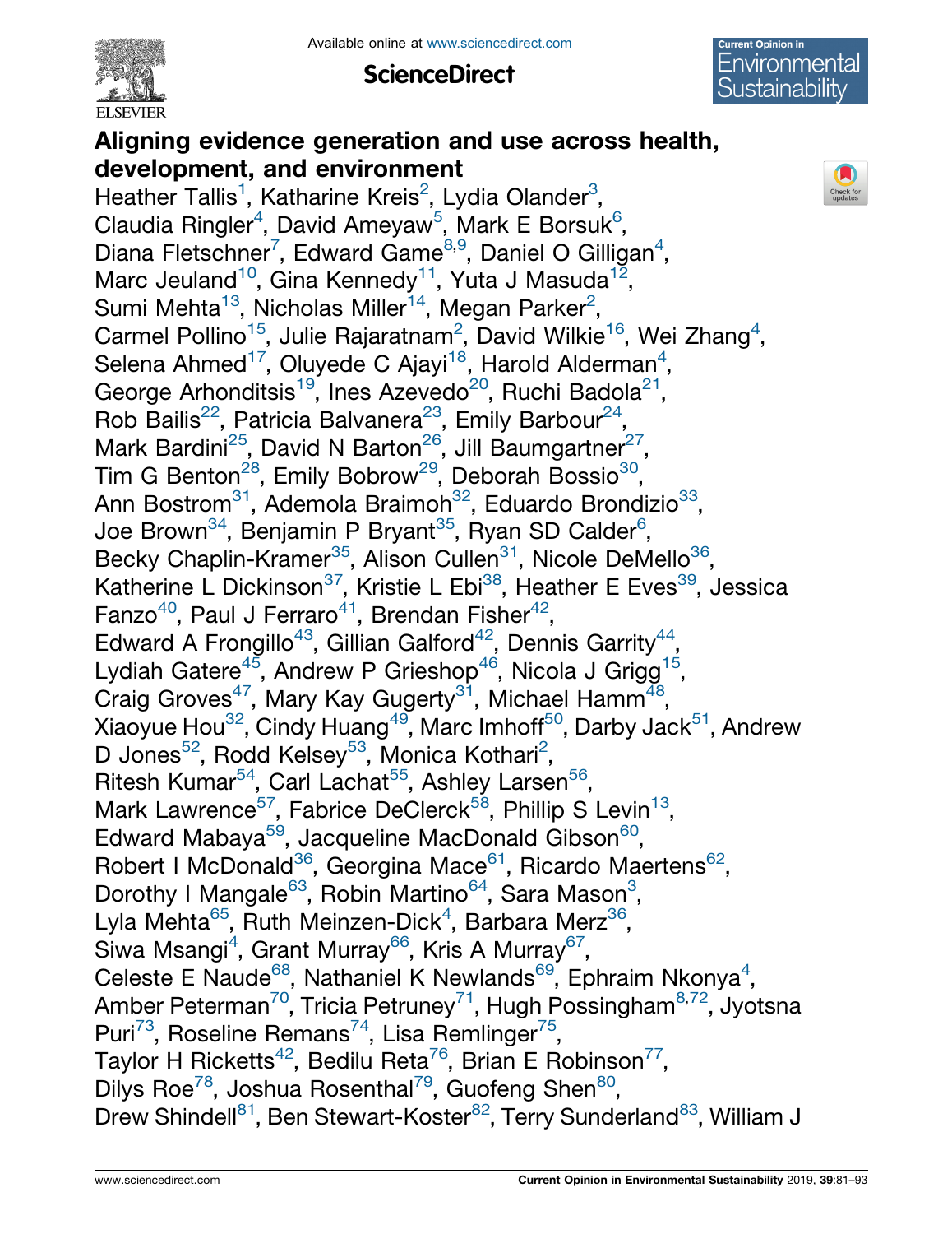# Aligning evidence generation and use across health, development, and environment

Heather Tallis[1], Katharine Kreis[2], Lydia Olander[3], Claudia Ringler[4], David Ameyaw[5], Mark E Borsuk[6], Diana Fletschner[7], Edward Game[8,9], Daniel O Gilligan[4], Marc Jeuland[10], Gina Kennedy[11], Yuta J Masuda[12], Sumi Mehta[13], Nicholas Miller[14], Megan Parker[2], Carmel Pollino[15], Julie Rajaratnam[2], David Wilkie[16], Wei Zhang[4], Selena Ahmed[17], Oluyede C Ajayi[18], Harold Alderman[4], George Arhonditsis[19], Ines Azevedo[20], Ruchi Badola[21], Rob Bailis[22], Patricia Balvanera[23], Emily Barbour[24], Mark Bardini[25], David N Barton[26], Jill Baumgartner[27], Tim G Benton[28], Emily Bobrow[29], Deborah Bossio[30], Ann Bostrom[31], Ademola Braimoh[32], Eduardo Brondizio[33], Joe Brown[34], Benjamin P Bryant[35], Ryan SD Calder[6], Becky Chaplin-Kramer[35], Alison Cullen[31], Nicole DeMello[36], Katherine L Dickinson[37], Kristie L Ebi[38], Heather E Eves[39], Jessica Fanzo[40], Paul J Ferraro[41], Brendan Fisher[42], Edward A Frongillo[43], Gillian Galford[42], Dennis Garrity[44], Lydiah Gatere[45], Andrew P Grieshop[46], Nicola J Grigg[15], Craig Groves[47], Mary Kay Gugerty[31], Michael Hamm[48], Xiaoyue Hou[32], Cindy Huang[49], Marc Imhoff[50], Darby Jack[51], Andrew D Jones[52], Rodd Kelsey[53], Monica Kothari[2], Ritesh Kumar[54], Carl Lachat[55], Ashley Larsen[56], Mark Lawrence[57], Fabrice DeClerck[58], Phillip S Levin[13], Edward Mabaya[59], Jacqueline MacDonald Gibson[60], Robert I McDonald[36], Georgina Mace[61], Ricardo Maertens[62], Dorothy I Mangale[63], Robin Martino[64], Sara Mason[3], Lyla Mehta[65], Ruth Meinzen-Dick[4], Barbara Merz[36], Siwa Msangi[4], Grant Murray[66], Kris A Murray[67], Celeste E Naude[68], Nathaniel K Newlands[69], Ephraim Nkonya[4], Amber Peterman[70], Tricia Petruney[71], Hugh Possingham[8,72], Jyotsna Puri[73], Roseline Remans[74], Lisa Remlinger[75], Taylor H Ricketts[42], Bedilu Reta[76], Brian E Robinson[77], Dilys Roe[78], Joshua Rosenthal[79], Guofeng Shen[80], Drew Shindell[81], Ben Stewart-Koster[82], Terry Sunderland[83], William J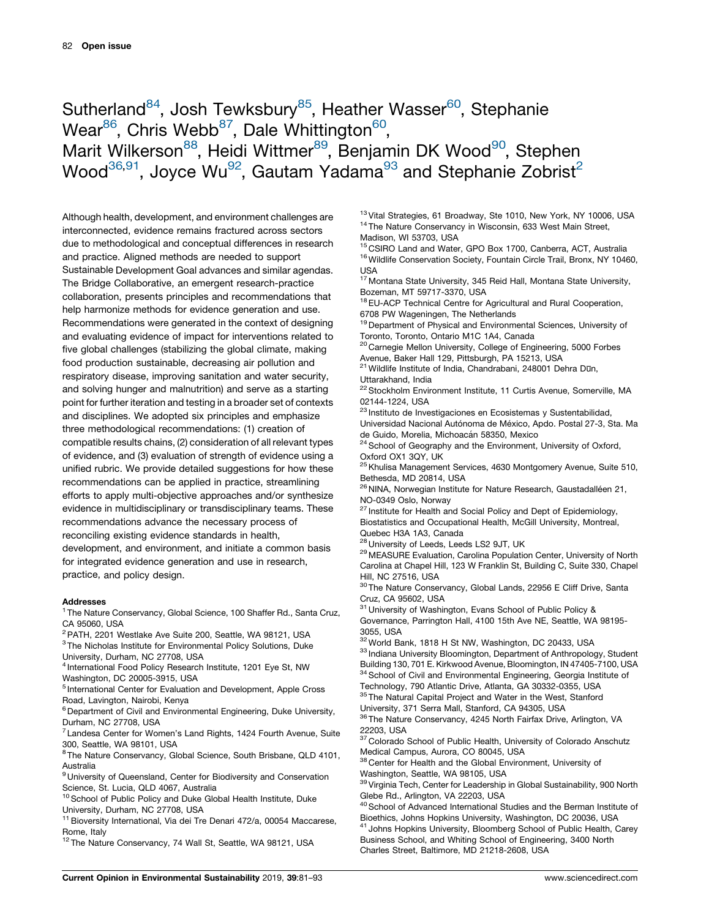Sutherland[84], Josh Tewksbury[85], Heather Wasser[60], Stephanie Wear[86], Chris Webb[87], Dale Whittington[60], Marit Wilkerson[88], Heidi Wittmer[89], Benjamin DK Wood[90], Stephen Wood[36,91], Joyce Wu[92], Gautam Yadama[93] and Stephanie Zobrist[2]

Although health, development, and environment challenges are interconnected, evidence remains fractured across sectors due to methodological and conceptual differences in research and practice. Aligned methods are needed to support Sustainable Development Goal advances and similar agendas. The Bridge Collaborative, an emergent research-practice collaboration, presents principles and recommendations that help harmonize methods for evidence generation and use. Recommendations were generated in the context of designing and evaluating evidence of impact for interventions related to five global challenges (stabilizing the global climate, making food production sustainable, decreasing air pollution and respiratory disease, improving sanitation and water security, and solving hunger and malnutrition) and serve as a starting point for further iteration and testing in a broader set of contexts and disciplines. We adopted six principles and emphasize three methodological recommendations: (1) creation of compatible results chains, (2) consideration of all relevant types of evidence, and (3) evaluation of strength of evidence using a unified rubric. We provide detailed suggestions for how these recommendations can be applied in practice, streamlining efforts to apply multi-objective approaches and/or synthesize evidence in multidisciplinary or transdisciplinary teams. These recommendations advance the necessary process of reconciling existing evidence standards in health, development, and environment, and initiate a common basis for integrated evidence generation and use in research, practice, and policy design.

**Addresses**

[1] The Nature Conservancy, Global Science, 100 Shaffer Rd., Santa Cruz, CA 95060, USA
[2] PATH, 2201 Westlake Ave Suite 200, Seattle, WA 98121, USA
[3] The Nicholas Institute for Environmental Policy Solutions, Duke University, Durham, NC 27708, USA
[4] International Food Policy Research Institute, 1201 Eye St, NW Washington, DC 20005-3915, USA
[5] International Center for Evaluation and Development, Apple Cross Road, Lavington, Nairobi, Kenya
[6] Department of Civil and Environmental Engineering, Duke University, Durham, NC 27708, USA
[7] Landesa Center for Women's Land Rights, 1424 Fourth Avenue, Suite 300, Seattle, WA 98101, USA
[8] The Nature Conservancy, Global Science, South Brisbane, QLD 4101, Australia
[9] University of Queensland, Center for Biodiversity and Conservation Science, St. Lucia, QLD 4067, Australia
[10] School of Public Policy and Duke Global Health Institute, Duke University, Durham, NC 27708, USA
[11] Bioversity International, Via dei Tre Denari 472/a, 00054 Maccarese, Rome, Italy
[12] The Nature Conservancy, 74 Wall St, Seattle, WA 98121, USA
[13] Vital Strategies, 61 Broadway, Ste 1010, New York, NY 10006, USA
[14] The Nature Conservancy in Wisconsin, 633 West Main Street, Madison, WI 53703, USA
[15] CSIRO Land and Water, GPO Box 1700, Canberra, ACT, Australia
[16] Wildlife Conservation Society, Fountain Circle Trail, Bronx, NY 10460, USA
[17] Montana State University, 345 Reid Hall, Montana State University, Bozeman, MT 59717-3370, USA
[18] EU-ACP Technical Centre for Agricultural and Rural Cooperation, 6708 PW Wageningen, The Netherlands
[19] Department of Physical and Environmental Sciences, University of Toronto, Toronto, Ontario M1C 1A4, Canada
[20] Carnegie Mellon University, College of Engineering, 5000 Forbes Avenue, Baker Hall 129, Pittsburgh, PA 15213, USA
[21] Wildlife Institute of India, Chandrabani, 248001 Dehra Dūn, Uttarakhand, India
[22] Stockholm Environment Institute, 11 Curtis Avenue, Somerville, MA 02144-1224, USA
[23] Instituto de Investigaciones en Ecosistemas y Sustentabilidad, Universidad Nacional Autónoma de México, Apdo. Postal 27-3, Sta. Ma de Guido, Morelia, Michoacán 58350, Mexico
[24] School of Geography and the Environment, University of Oxford, Oxford OX1 3QY, UK
[25] Khulisa Management Services, 4630 Montgomery Avenue, Suite 510, Bethesda, MD 20814, USA
[26] NINA, Norwegian Institute for Nature Research, Gaustadalléen 21, NO-0349 Oslo, Norway
[27] Institute for Health and Social Policy and Dept of Epidemiology, Biostatistics and Occupational Health, McGill University, Montreal, Quebec H3A 1A3, Canada
[28] University of Leeds, Leeds LS2 9JT, UK
[29] MEASURE Evaluation, Carolina Population Center, University of North Carolina at Chapel Hill, 123 W Franklin St, Building C, Suite 330, Chapel Hill, NC 27516, USA
[30] The Nature Conservancy, Global Lands, 22956 E Cliff Drive, Santa Cruz, CA 95602, USA
[31] University of Washington, Evans School of Public Policy & Governance, Parrington Hall, 4100 15th Ave NE, Seattle, WA 98195-3055, USA
[32] World Bank, 1818 H St NW, Washington, DC 20433, USA
[33] Indiana University Bloomington, Department of Anthropology, Student Building 130, 701 E. Kirkwood Avenue, Bloomington, IN 47405-7100, USA
[34] School of Civil and Environmental Engineering, Georgia Institute of Technology, 790 Atlantic Drive, Atlanta, GA 30332-0355, USA
[35] The Natural Capital Project and Water in the West, Stanford University, 371 Serra Mall, Stanford, CA 94305, USA
[36] The Nature Conservancy, 4245 North Fairfax Drive, Arlington, VA 22203, USA
[37] Colorado School of Public Health, University of Colorado Anschutz Medical Campus, Aurora, CO 80045, USA
[38] Center for Health and the Global Environment, University of Washington, Seattle, WA 98105, USA
[39] Virginia Tech, Center for Leadership in Global Sustainability, 900 North Glebe Rd., Arlington, VA 22203, USA
[40] School of Advanced International Studies and the Berman Institute of Bioethics, Johns Hopkins University, Washington, DC 20036, USA
[41] Johns Hopkins University, Bloomberg School of Public Health, Carey Business School, and Whiting School of Engineering, 3400 North Charles Street, Baltimore, MD 21218-2608, USA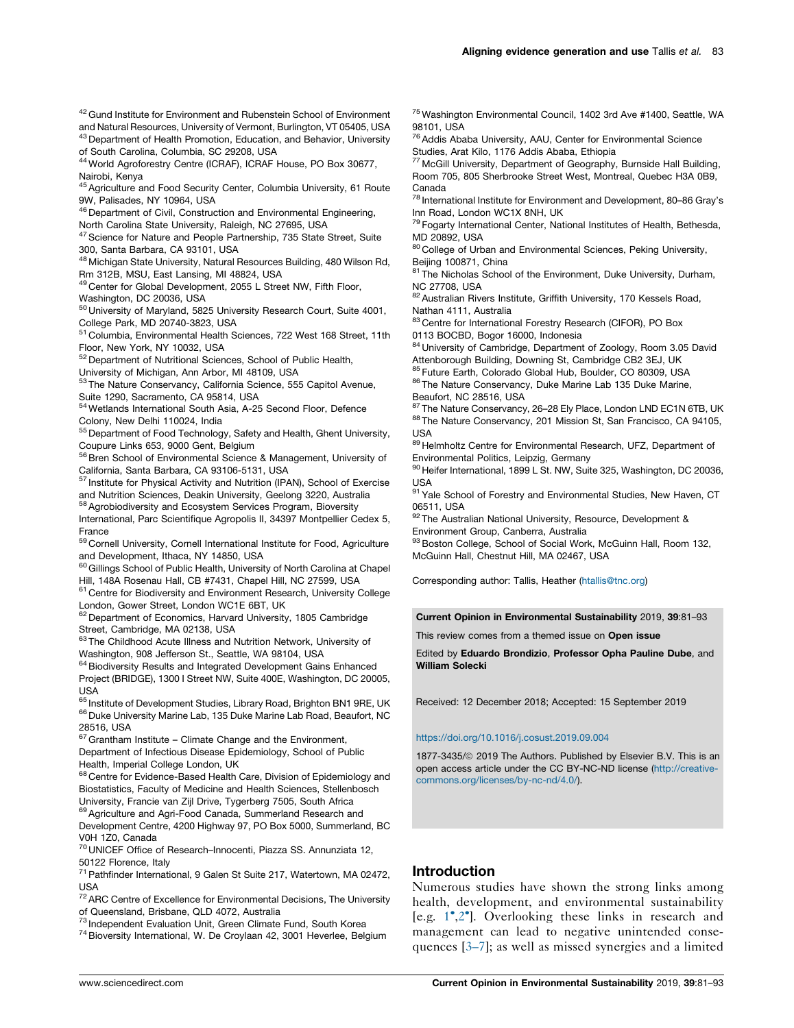[42] Gund Institute for Environment and Rubenstein School of Environment and Natural Resources, University of Vermont, Burlington, VT 05405, USA
[43] Department of Health Promotion, Education, and Behavior, University of South Carolina, Columbia, SC 29208, USA
[44] World Agroforestry Centre (ICRAF), ICRAF House, PO Box 30677, Nairobi, Kenya
[45] Agriculture and Food Security Center, Columbia University, 61 Route 9W, Palisades, NY 10964, USA
[46] Department of Civil, Construction and Environmental Engineering, North Carolina State University, Raleigh, NC 27695, USA
[47] Science for Nature and People Partnership, 735 State Street, Suite 300, Santa Barbara, CA 93101, USA
[48] Michigan State University, Natural Resources Building, 480 Wilson Rd, Rm 312B, MSU, East Lansing, MI 48824, USA
[49] Center for Global Development, 2055 L Street NW, Fifth Floor, Washington, DC 20036, USA
[50] University of Maryland, 5825 University Research Court, Suite 4001, College Park, MD 20740-3823, USA
[51] Columbia, Environmental Health Sciences, 722 West 168 Street, 11th Floor, New York, NY 10032, USA
[52] Department of Nutritional Sciences, School of Public Health, University of Michigan, Ann Arbor, MI 48109, USA
[53] The Nature Conservancy, California Science, 555 Capitol Avenue, Suite 1290, Sacramento, CA 95814, USA
[54] Wetlands International South Asia, A-25 Second Floor, Defence Colony, New Delhi 110024, India
[55] Department of Food Technology, Safety and Health, Ghent University, Coupure Links 653, 9000 Gent, Belgium
[56] Bren School of Environmental Science & Management, University of California, Santa Barbara, CA 93106-5131, USA
[57] Institute for Physical Activity and Nutrition (IPAN), School of Exercise and Nutrition Sciences, Deakin University, Geelong 3220, Australia
[58] Agrobiodiversity and Ecosystem Services Program, Bioversity International, Parc Scientifique Agropolis II, 34397 Montpellier Cedex 5, France
[59] Cornell University, Cornell International Institute for Food, Agriculture and Development, Ithaca, NY 14850, USA
[60] Gillings School of Public Health, University of North Carolina at Chapel Hill, 148A Rosenau Hall, CB #7431, Chapel Hill, NC 27599, USA
[61] Centre for Biodiversity and Environment Research, University College London, Gower Street, London WC1E 6BT, UK
[62] Department of Economics, Harvard University, 1805 Cambridge Street, Cambridge, MA 02138, USA
[63] The Childhood Acute Illness and Nutrition Network, University of Washington, 908 Jefferson St., Seattle, WA 98104, USA
[64] Biodiversity Results and Integrated Development Gains Enhanced Project (BRIDGE), 1300 I Street NW, Suite 400E, Washington, DC 20005, USA
[65] Institute of Development Studies, Library Road, Brighton BN1 9RE, UK
[66] Duke University Marine Lab, 135 Duke Marine Lab Road, Beaufort, NC 28516, USA
[67] Grantham Institute – Climate Change and the Environment, Department of Infectious Disease Epidemiology, School of Public Health, Imperial College London, UK
[68] Centre for Evidence-Based Health Care, Division of Epidemiology and Biostatistics, Faculty of Medicine and Health Sciences, Stellenbosch University, Francie van Zijl Drive, Tygerberg 7505, South Africa
[69] Agriculture and Agri-Food Canada, Summerland Research and Development Centre, 4200 Highway 97, PO Box 5000, Summerland, BC V0H 1Z0, Canada
[70] UNICEF Office of Research–Innocenti, Piazza SS. Annunziata 12, 50122 Florence, Italy
[71] Pathfinder International, 9 Galen St Suite 217, Watertown, MA 02472, USA
[72] ARC Centre of Excellence for Environmental Decisions, The University of Queensland, Brisbane, QLD 4072, Australia
[73] Independent Evaluation Unit, Green Climate Fund, South Korea
[74] Bioversity International, W. De Croylaan 42, 3001 Heverlee, Belgium
[75] Washington Environmental Council, 1402 3rd Ave #1400, Seattle, WA 98101, USA
[76] Addis Ababa University, AAU, Center for Environmental Science Studies, Arat Kilo, 1176 Addis Ababa, Ethiopia
[77] McGill University, Department of Geography, Burnside Hall Building, Room 705, 805 Sherbrooke Street West, Montreal, Quebec H3A 0B9, Canada
[78] International Institute for Environment and Development, 80–86 Gray's Inn Road, London WC1X 8NH, UK
[79] Fogarty International Center, National Institutes of Health, Bethesda, MD 20892, USA
[80] College of Urban and Environmental Sciences, Peking University, Beijing 100871, China
[81] The Nicholas School of the Environment, Duke University, Durham, NC 27708, USA
[82] Australian Rivers Institute, Griffith University, 170 Kessels Road, Nathan 4111, Australia
[83] Centre for International Forestry Research (CIFOR), PO Box 0113 BOCBD, Bogor 16000, Indonesia
[84] University of Cambridge, Department of Zoology, Room 3.05 David Attenborough Building, Downing St, Cambridge CB2 3EJ, UK
[85] Future Earth, Colorado Global Hub, Boulder, CO 80309, USA
[86] The Nature Conservancy, Duke Marine Lab 135 Duke Marine, Beaufort, NC 28516, USA
[87] The Nature Conservancy, 26–28 Ely Place, London LND EC1N 6TB, UK
[88] The Nature Conservancy, 201 Mission St, San Francisco, CA 94105, USA
[89] Helmholtz Centre for Environmental Research, UFZ, Department of Environmental Politics, Leipzig, Germany
[90] Heifer International, 1899 L St. NW, Suite 325, Washington, DC 20036, USA
[91] Yale School of Forestry and Environmental Studies, New Haven, CT 06511, USA
[92] The Australian National University, Resource, Development & Environment Group, Canberra, Australia
[93] Boston College, School of Social Work, McGuinn Hall, Room 132, McGuinn Hall, Chestnut Hill, MA 02467, USA

Corresponding author: Tallis, Heather (htallis@tnc.org)

**Current Opinion in Environmental Sustainability** 2019, **39**:81–93

This review comes from a themed issue on **Open issue**

Edited by **Eduardo Brondizio**, **Professor Opha Pauline Dube**, and **William Solecki**

Received: 12 December 2018; Accepted: 15 September 2019

https://doi.org/10.1016/j.cosust.2019.09.004

1877-3435/© 2019 The Authors. Published by Elsevier B.V. This is an open access article under the CC BY-NC-ND license (http://creativecommons.org/licenses/by-nc-nd/4.0/).

## Introduction

Numerous studies have shown the strong links among health, development, and environmental sustainability [e.g. 1•,2•]. Overlooking these links in research and management can lead to negative unintended consequences [3–7]; as well as missed synergies and a limited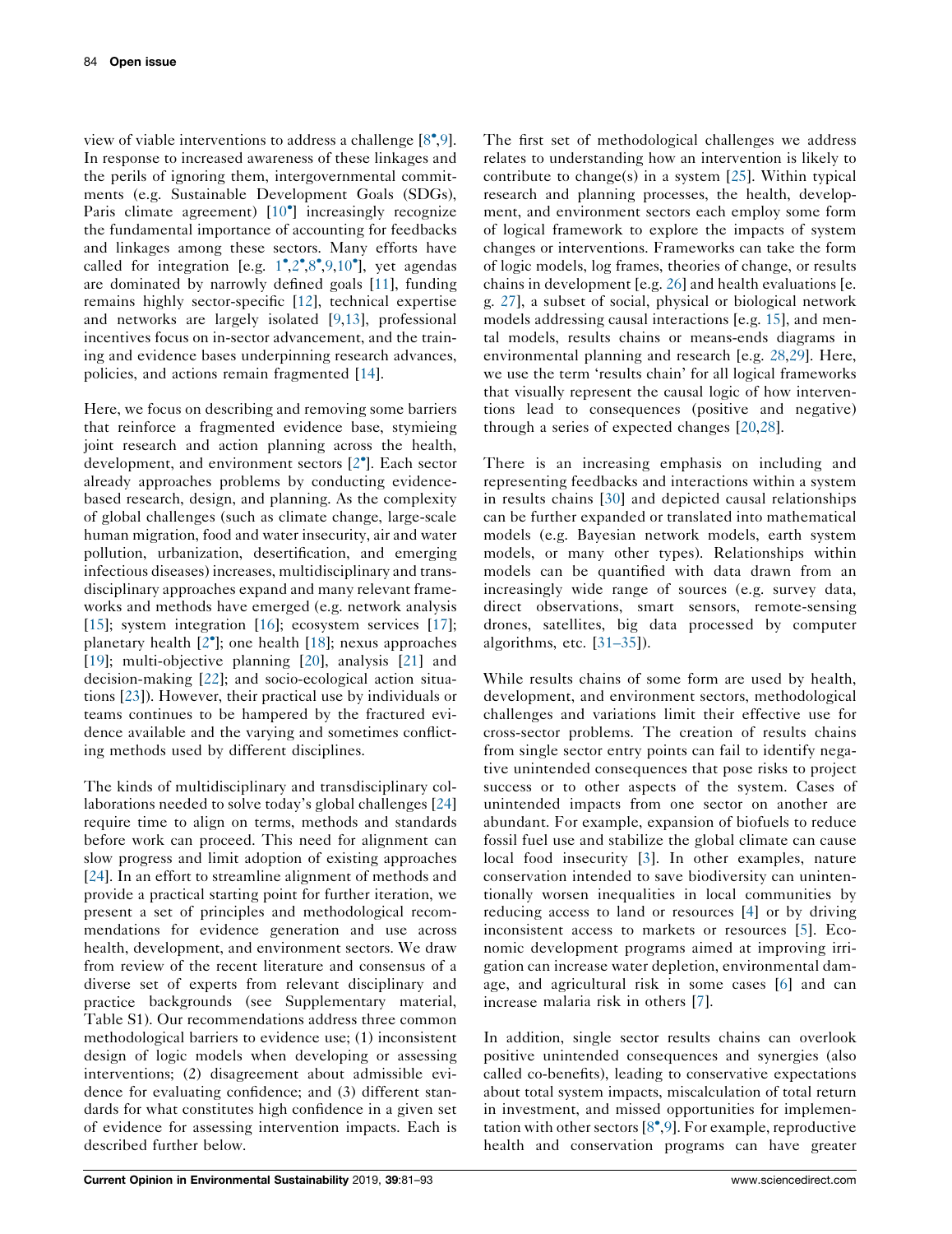view of viable interventions to address a challenge [8•,9]. In response to increased awareness of these linkages and the perils of ignoring them, intergovernmental commitments (e.g. Sustainable Development Goals (SDGs), Paris climate agreement) [10•] increasingly recognize the fundamental importance of accounting for feedbacks and linkages among these sectors. Many efforts have called for integration [e.g. 1•,2•,8•,9,10•], yet agendas are dominated by narrowly defined goals [11], funding remains highly sector-specific [12], technical expertise and networks are largely isolated [9,13], professional incentives focus on in-sector advancement, and the training and evidence bases underpinning research advances, policies, and actions remain fragmented [14].

Here, we focus on describing and removing some barriers that reinforce a fragmented evidence base, stymieing joint research and action planning across the health, development, and environment sectors [2•]. Each sector already approaches problems by conducting evidence-based research, design, and planning. As the complexity of global challenges (such as climate change, large-scale human migration, food and water insecurity, air and water pollution, urbanization, desertification, and emerging infectious diseases) increases, multidisciplinary and transdisciplinary approaches expand and many relevant frameworks and methods have emerged (e.g. network analysis [15]; system integration [16]; ecosystem services [17]; planetary health [2•]; one health [18]; nexus approaches [19]; multi-objective planning [20], analysis [21] and decision-making [22]; and socio-ecological action situations [23]). However, their practical use by individuals or teams continues to be hampered by the fractured evidence available and the varying and sometimes conflicting methods used by different disciplines.

The kinds of multidisciplinary and transdisciplinary collaborations needed to solve today's global challenges [24] require time to align on terms, methods and standards before work can proceed. This need for alignment can slow progress and limit adoption of existing approaches [24]. In an effort to streamline alignment of methods and provide a practical starting point for further iteration, we present a set of principles and methodological recommendations for evidence generation and use across health, development, and environment sectors. We draw from review of the recent literature and consensus of a diverse set of experts from relevant disciplinary and practice backgrounds (see Supplementary material, Table S1). Our recommendations address three common methodological barriers to evidence use; (1) inconsistent design of logic models when developing or assessing interventions; (2) disagreement about admissible evidence for evaluating confidence; and (3) different standards for what constitutes high confidence in a given set of evidence for assessing intervention impacts. Each is described further below.

The first set of methodological challenges we address relates to understanding how an intervention is likely to contribute to change(s) in a system [25]. Within typical research and planning processes, the health, development, and environment sectors each employ some form of logical framework to explore the impacts of system changes or interventions. Frameworks can take the form of logic models, log frames, theories of change, or results chains in development [e.g. 26] and health evaluations [e.g. 27], a subset of social, physical or biological network models addressing causal interactions [e.g. 15], and mental models, results chains or means-ends diagrams in environmental planning and research [e.g. 28,29]. Here, we use the term 'results chain' for all logical frameworks that visually represent the causal logic of how interventions lead to consequences (positive and negative) through a series of expected changes [20,28].

There is an increasing emphasis on including and representing feedbacks and interactions within a system in results chains [30] and depicted causal relationships can be further expanded or translated into mathematical models (e.g. Bayesian network models, earth system models, or many other types). Relationships within models can be quantified with data drawn from an increasingly wide range of sources (e.g. survey data, direct observations, smart sensors, remote-sensing drones, satellites, big data processed by computer algorithms, etc. [31–35]).

While results chains of some form are used by health, development, and environment sectors, methodological challenges and variations limit their effective use for cross-sector problems. The creation of results chains from single sector entry points can fail to identify negative unintended consequences that pose risks to project success or to other aspects of the system. Cases of unintended impacts from one sector on another are abundant. For example, expansion of biofuels to reduce fossil fuel use and stabilize the global climate can cause local food insecurity [3]. In other examples, nature conservation intended to save biodiversity can unintentionally worsen inequalities in local communities by reducing access to land or resources [4] or by driving inconsistent access to markets or resources [5]. Economic development programs aimed at improving irrigation can increase water depletion, environmental damage, and agricultural risk in some cases [6] and can increase malaria risk in others [7].

In addition, single sector results chains can overlook positive unintended consequences and synergies (also called co-benefits), leading to conservative expectations about total system impacts, miscalculation of total return in investment, and missed opportunities for implementation with other sectors [8•,9]. For example, reproductive health and conservation programs can have greater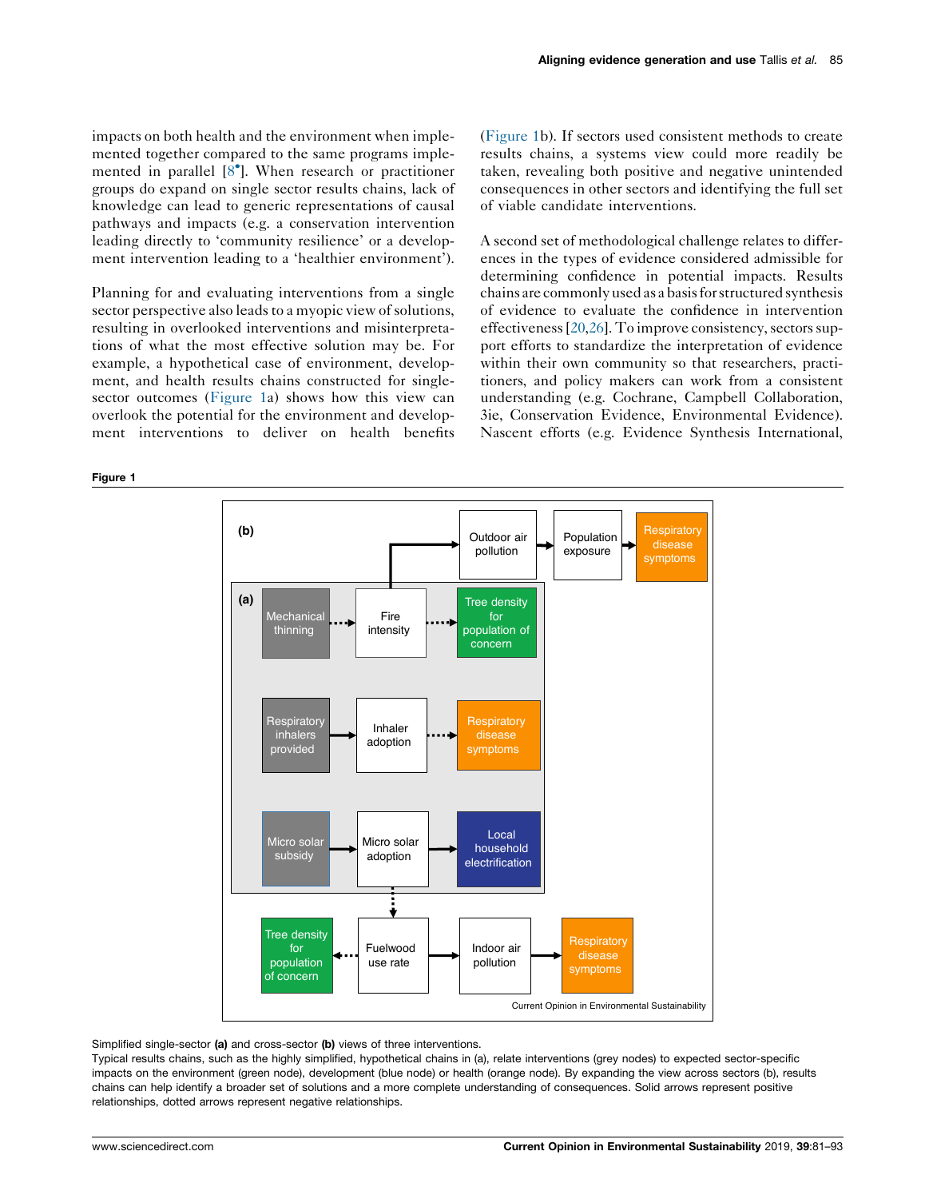impacts on both health and the environment when implemented together compared to the same programs implemented in parallel [8•]. When research or practitioner groups do expand on single sector results chains, lack of knowledge can lead to generic representations of causal pathways and impacts (e.g. a conservation intervention leading directly to 'community resilience' or a development intervention leading to a 'healthier environment').

Planning for and evaluating interventions from a single sector perspective also leads to a myopic view of solutions, resulting in overlooked interventions and misinterpretations of what the most effective solution may be. For example, a hypothetical case of environment, development, and health results chains constructed for single-sector outcomes (Figure 1a) shows how this view can overlook the potential for the environment and development interventions to deliver on health benefits (Figure 1b). If sectors used consistent methods to create results chains, a systems view could more readily be taken, revealing both positive and negative unintended consequences in other sectors and identifying the full set of viable candidate interventions.

A second set of methodological challenge relates to differences in the types of evidence considered admissible for determining confidence in potential impacts. Results chains are commonly used as a basis for structured synthesis of evidence to evaluate the confidence in intervention effectiveness [20,26]. To improve consistency, sectors support efforts to standardize the interpretation of evidence within their own community so that researchers, practitioners, and policy makers can work from a consistent understanding (e.g. Cochrane, Campbell Collaboration, 3ie, Conservation Evidence, Environmental Evidence). Nascent efforts (e.g. Evidence Synthesis International,

**Figure 1**

Simplified single-sector **(a)** and cross-sector **(b)** views of three interventions.

Typical results chains, such as the highly simplified, hypothetical chains in (a), relate interventions (grey nodes) to expected sector-specific impacts on the environment (green node), development (blue node) or health (orange node). By expanding the view across sectors (b), results chains can help identify a broader set of solutions and a more complete understanding of consequences. Solid arrows represent positive relationships, dotted arrows represent negative relationships.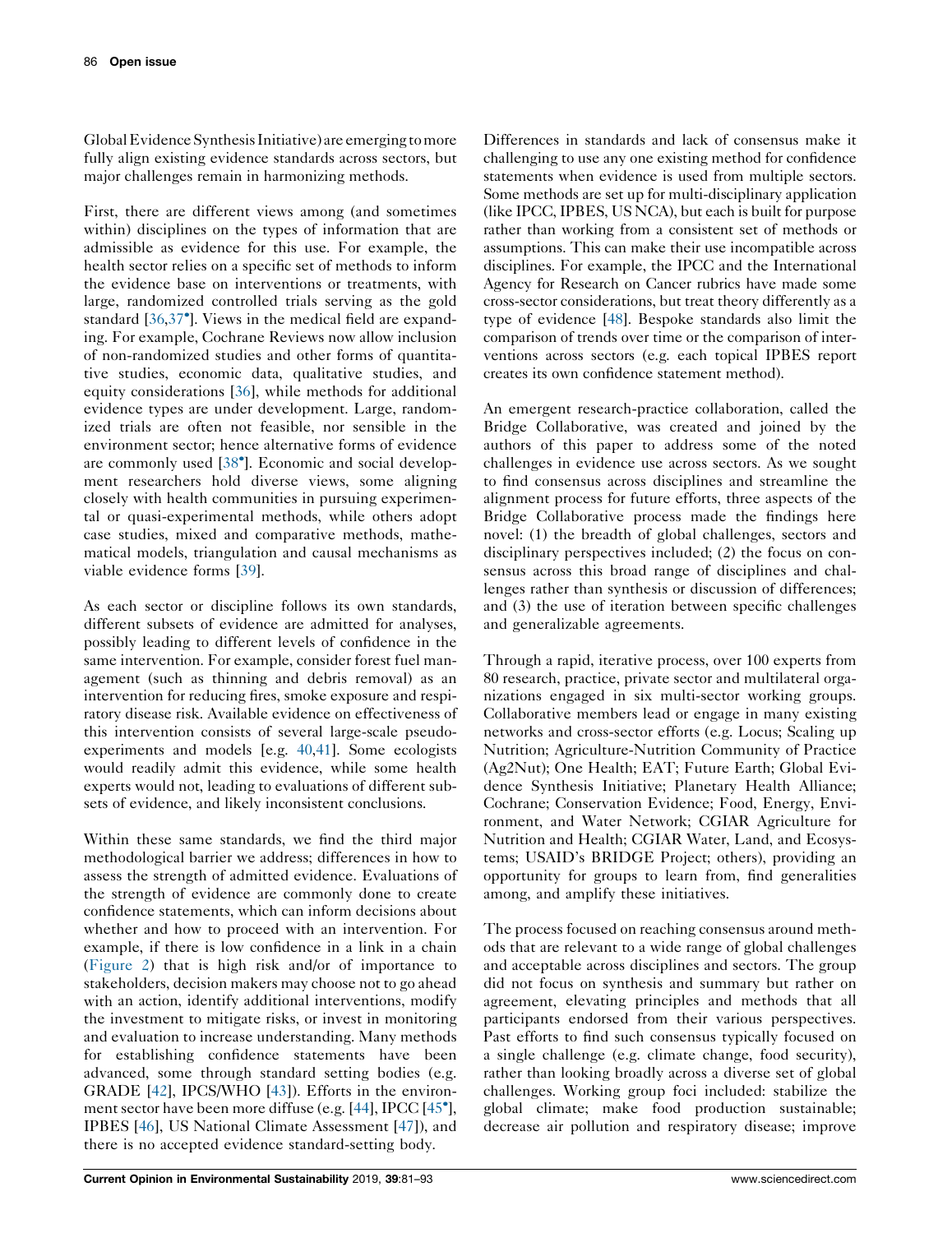Global Evidence Synthesis Initiative) are emerging to more fully align existing evidence standards across sectors, but major challenges remain in harmonizing methods.

First, there are different views among (and sometimes within) disciplines on the types of information that are admissible as evidence for this use. For example, the health sector relies on a specific set of methods to inform the evidence base on interventions or treatments, with large, randomized controlled trials serving as the gold standard [36,37•]. Views in the medical field are expanding. For example, Cochrane Reviews now allow inclusion of non-randomized studies and other forms of quantitative studies, economic data, qualitative studies, and equity considerations [36], while methods for additional evidence types are under development. Large, randomized trials are often not feasible, nor sensible in the environment sector; hence alternative forms of evidence are commonly used [38•]. Economic and social development researchers hold diverse views, some aligning closely with health communities in pursuing experimental or quasi-experimental methods, while others adopt case studies, mixed and comparative methods, mathematical models, triangulation and causal mechanisms as viable evidence forms [39].

As each sector or discipline follows its own standards, different subsets of evidence are admitted for analyses, possibly leading to different levels of confidence in the same intervention. For example, consider forest fuel management (such as thinning and debris removal) as an intervention for reducing fires, smoke exposure and respiratory disease risk. Available evidence on effectiveness of this intervention consists of several large-scale pseudo-experiments and models [e.g. 40,41]. Some ecologists would readily admit this evidence, while some health experts would not, leading to evaluations of different subsets of evidence, and likely inconsistent conclusions.

Within these same standards, we find the third major methodological barrier we address; differences in how to assess the strength of admitted evidence. Evaluations of the strength of evidence are commonly done to create confidence statements, which can inform decisions about whether and how to proceed with an intervention. For example, if there is low confidence in a link in a chain (Figure 2) that is high risk and/or of importance to stakeholders, decision makers may choose not to go ahead with an action, identify additional interventions, modify the investment to mitigate risks, or invest in monitoring and evaluation to increase understanding. Many methods for establishing confidence statements have been advanced, some through standard setting bodies (e.g. GRADE [42], IPCS/WHO [43]). Efforts in the environment sector have been more diffuse (e.g. [44], IPCC [45•], IPBES [46], US National Climate Assessment [47]), and there is no accepted evidence standard-setting body.

Differences in standards and lack of consensus make it challenging to use any one existing method for confidence statements when evidence is used from multiple sectors. Some methods are set up for multi-disciplinary application (like IPCC, IPBES, US NCA), but each is built for purpose rather than working from a consistent set of methods or assumptions. This can make their use incompatible across disciplines. For example, the IPCC and the International Agency for Research on Cancer rubrics have made some cross-sector considerations, but treat theory differently as a type of evidence [48]. Bespoke standards also limit the comparison of trends over time or the comparison of interventions across sectors (e.g. each topical IPBES report creates its own confidence statement method).

An emergent research-practice collaboration, called the Bridge Collaborative, was created and joined by the authors of this paper to address some of the noted challenges in evidence use across sectors. As we sought to find consensus across disciplines and streamline the alignment process for future efforts, three aspects of the Bridge Collaborative process made the findings here novel: (1) the breadth of global challenges, sectors and disciplinary perspectives included; (2) the focus on consensus across this broad range of disciplines and challenges rather than synthesis or discussion of differences; and (3) the use of iteration between specific challenges and generalizable agreements.

Through a rapid, iterative process, over 100 experts from 80 research, practice, private sector and multilateral organizations engaged in six multi-sector working groups. Collaborative members lead or engage in many existing networks and cross-sector efforts (e.g. Locus; Scaling up Nutrition; Agriculture-Nutrition Community of Practice (Ag2Nut); One Health; EAT; Future Earth; Global Evidence Synthesis Initiative; Planetary Health Alliance; Cochrane; Conservation Evidence; Food, Energy, Environment, and Water Network; CGIAR Agriculture for Nutrition and Health; CGIAR Water, Land, and Ecosystems; USAID's BRIDGE Project; others), providing an opportunity for groups to learn from, find generalities among, and amplify these initiatives.

The process focused on reaching consensus around methods that are relevant to a wide range of global challenges and acceptable across disciplines and sectors. The group did not focus on synthesis and summary but rather on agreement, elevating principles and methods that all participants endorsed from their various perspectives. Past efforts to find such consensus typically focused on a single challenge (e.g. climate change, food security), rather than looking broadly across a diverse set of global challenges. Working group foci included: stabilize the global climate; make food production sustainable; decrease air pollution and respiratory disease; improve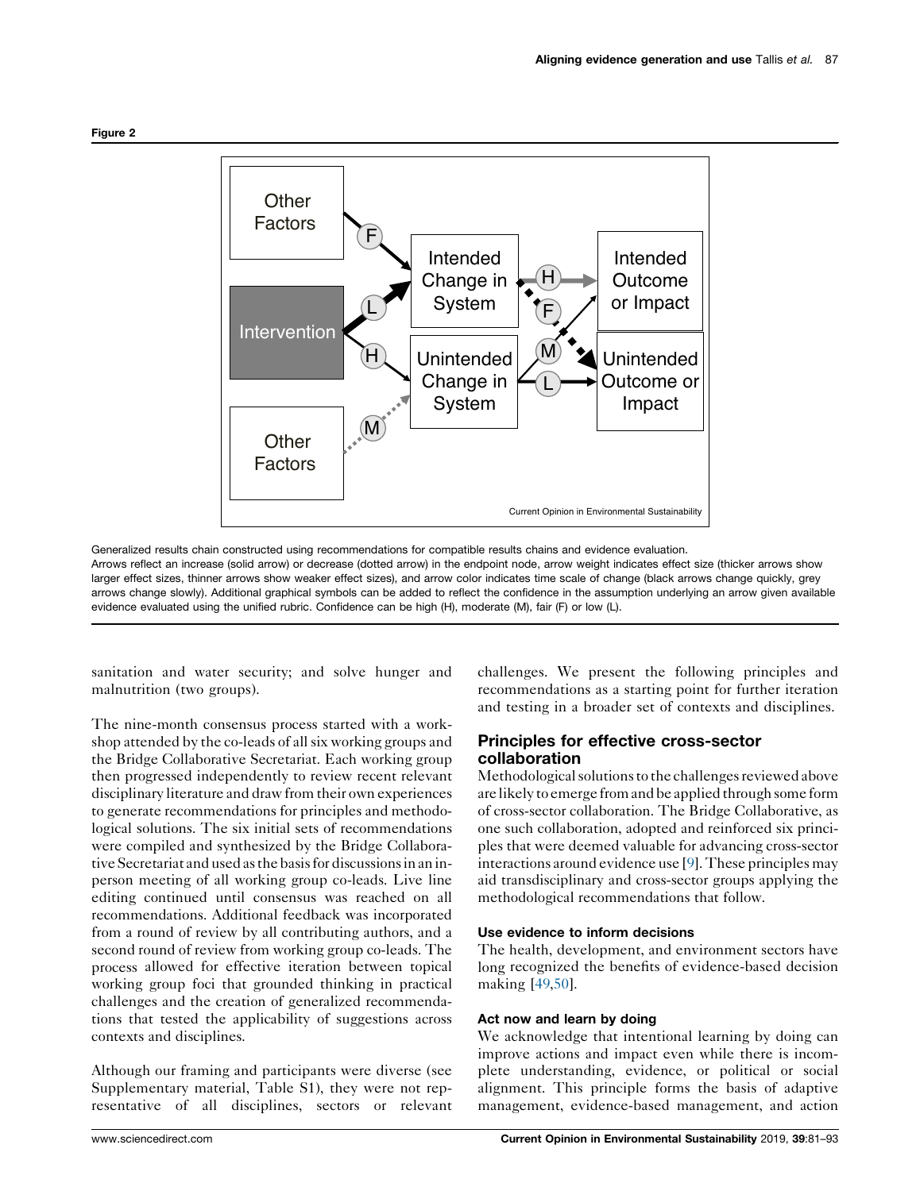Figure 2

Generalized results chain constructed using recommendations for compatible results chains and evidence evaluation.
Arrows reflect an increase (solid arrow) or decrease (dotted arrow) in the endpoint node, arrow weight indicates effect size (thicker arrows show larger effect sizes, thinner arrows show weaker effect sizes), and arrow color indicates time scale of change (black arrows change quickly, grey arrows change slowly). Additional graphical symbols can be added to reflect the confidence in the assumption underlying an arrow given available evidence evaluated using the unified rubric. Confidence can be high (H), moderate (M), fair (F) or low (L).

sanitation and water security; and solve hunger and malnutrition (two groups).

The nine-month consensus process started with a workshop attended by the co-leads of all six working groups and the Bridge Collaborative Secretariat. Each working group then progressed independently to review recent relevant disciplinary literature and draw from their own experiences to generate recommendations for principles and methodological solutions. The six initial sets of recommendations were compiled and synthesized by the Bridge Collaborative Secretariat and used as the basis for discussions in an in-person meeting of all working group co-leads. Live line editing continued until consensus was reached on all recommendations. Additional feedback was incorporated from a round of review by all contributing authors, and a second round of review from working group co-leads. The process allowed for effective iteration between topical working group foci that grounded thinking in practical challenges and the creation of generalized recommendations that tested the applicability of suggestions across contexts and disciplines.

Although our framing and participants were diverse (see Supplementary material, Table S1), they were not representative of all disciplines, sectors or relevant challenges. We present the following principles and recommendations as a starting point for further iteration and testing in a broader set of contexts and disciplines.

## Principles for effective cross-sector collaboration

Methodological solutions to the challenges reviewed above are likely to emerge from and be applied through some form of cross-sector collaboration. The Bridge Collaborative, as one such collaboration, adopted and reinforced six principles that were deemed valuable for advancing cross-sector interactions around evidence use [9]. These principles may aid transdisciplinary and cross-sector groups applying the methodological recommendations that follow.

### Use evidence to inform decisions

The health, development, and environment sectors have long recognized the benefits of evidence-based decision making [49,50].

### Act now and learn by doing

We acknowledge that intentional learning by doing can improve actions and impact even while there is incomplete understanding, evidence, or political or social alignment. This principle forms the basis of adaptive management, evidence-based management, and action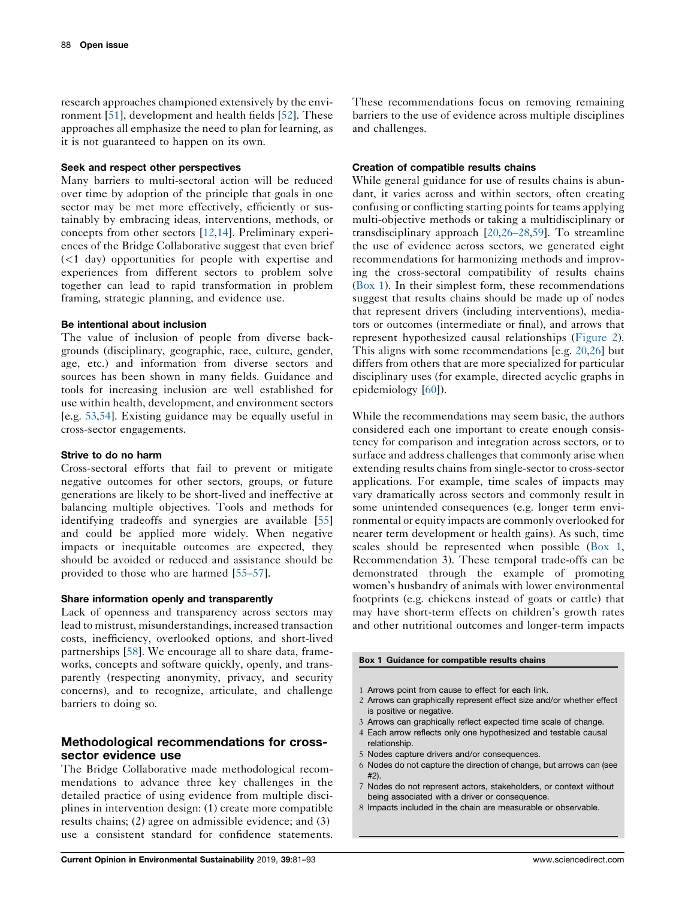research approaches championed extensively by the environment [51], development and health fields [52]. These approaches all emphasize the need to plan for learning, as it is not guaranteed to happen on its own.

#### Seek and respect other perspectives

Many barriers to multi-sectoral action will be reduced over time by adoption of the principle that goals in one sector may be met more effectively, efficiently or sustainably by embracing ideas, interventions, methods, or concepts from other sectors [12,14]. Preliminary experiences of the Bridge Collaborative suggest that even brief (<1 day) opportunities for people with expertise and experiences from different sectors to problem solve together can lead to rapid transformation in problem framing, strategic planning, and evidence use.

#### Be intentional about inclusion

The value of inclusion of people from diverse backgrounds (disciplinary, geographic, race, culture, gender, age, etc.) and information from diverse sectors and sources has been shown in many fields. Guidance and tools for increasing inclusion are well established for use within health, development, and environment sectors [e.g. 53,54]. Existing guidance may be equally useful in cross-sector engagements.

#### Strive to do no harm

Cross-sectoral efforts that fail to prevent or mitigate negative outcomes for other sectors, groups, or future generations are likely to be short-lived and ineffective at balancing multiple objectives. Tools and methods for identifying tradeoffs and synergies are available [55] and could be applied more widely. When negative impacts or inequitable outcomes are expected, they should be avoided or reduced and assistance should be provided to those who are harmed [55–57].

#### Share information openly and transparently

Lack of openness and transparency across sectors may lead to mistrust, misunderstandings, increased transaction costs, inefficiency, overlooked options, and short-lived partnerships [58]. We encourage all to share data, frameworks, concepts and software quickly, openly, and transparently (respecting anonymity, privacy, and security concerns), and to recognize, articulate, and challenge barriers to doing so.

## Methodological recommendations for cross-sector evidence use

The Bridge Collaborative made methodological recommendations to advance three key challenges in the detailed practice of using evidence from multiple disciplines in intervention design: (1) create more compatible results chains; (2) agree on admissible evidence; and (3) use a consistent standard for confidence statements. These recommendations focus on removing remaining barriers to the use of evidence across multiple disciplines and challenges.

#### Creation of compatible results chains

While general guidance for use of results chains is abundant, it varies across and within sectors, often creating confusing or conflicting starting points for teams applying multi-objective methods or taking a multidisciplinary or transdisciplinary approach [20,26–28,59]. To streamline the use of evidence across sectors, we generated eight recommendations for harmonizing methods and improving the cross-sectoral compatibility of results chains (Box 1). In their simplest form, these recommendations suggest that results chains should be made up of nodes that represent drivers (including interventions), mediators or outcomes (intermediate or final), and arrows that represent hypothesized causal relationships (Figure 2). This aligns with some recommendations [e.g. 20,26] but differs from others that are more specialized for particular disciplinary uses (for example, directed acyclic graphs in epidemiology [60]).

While the recommendations may seem basic, the authors considered each one important to create enough consistency for comparison and integration across sectors, or to surface and address challenges that commonly arise when extending results chains from single-sector to cross-sector applications. For example, time scales of impacts may vary dramatically across sectors and commonly result in some unintended consequences (e.g. longer term environmental or equity impacts are commonly overlooked for nearer term development or health gains). As such, time scales should be represented when possible (Box 1, Recommendation 3). These temporal trade-offs can be demonstrated through the example of promoting women's husbandry of animals with lower environmental footprints (e.g. chickens instead of goats or cattle) that may have short-term effects on children's growth rates and other nutritional outcomes and longer-term impacts

**Box 1 Guidance for compatible results chains**

1. Arrows point from cause to effect for each link.
2. Arrows can graphically represent effect size and/or whether effect is positive or negative.
3. Arrows can graphically reflect expected time scale of change.
4. Each arrow reflects only one hypothesized and testable causal relationship.
5. Nodes capture drivers and/or consequences.
6. Nodes do not capture the direction of change, but arrows can (see #2).
7. Nodes do not represent actors, stakeholders, or context without being associated with a driver or consequence.
8. Impacts included in the chain are measurable or observable.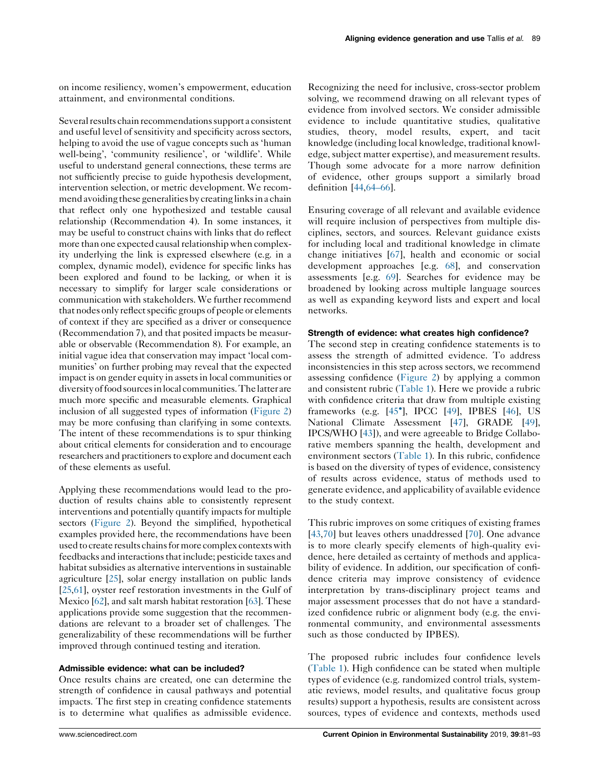on income resiliency, women's empowerment, education attainment, and environmental conditions.

Several results chain recommendations support a consistent and useful level of sensitivity and specificity across sectors, helping to avoid the use of vague concepts such as 'human well-being', 'community resilience', or 'wildlife'. While useful to understand general connections, these terms are not sufficiently precise to guide hypothesis development, intervention selection, or metric development. We recommend avoiding these generalities by creating links in a chain that reflect only one hypothesized and testable causal relationship (Recommendation 4). In some instances, it may be useful to construct chains with links that do reflect more than one expected causal relationship when complexity underlying the link is expressed elsewhere (e.g. in a complex, dynamic model), evidence for specific links has been explored and found to be lacking, or when it is necessary to simplify for larger scale considerations or communication with stakeholders. We further recommend that nodes only reflect specific groups of people or elements of context if they are specified as a driver or consequence (Recommendation 7), and that posited impacts be measurable or observable (Recommendation 8). For example, an initial vague idea that conservation may impact 'local communities' on further probing may reveal that the expected impact is on gender equity in assets in local communities or diversity of food sources in local communities. The latter are much more specific and measurable elements. Graphical inclusion of all suggested types of information (Figure 2) may be more confusing than clarifying in some contexts. The intent of these recommendations is to spur thinking about critical elements for consideration and to encourage researchers and practitioners to explore and document each of these elements as useful.

Applying these recommendations would lead to the production of results chains able to consistently represent interventions and potentially quantify impacts for multiple sectors (Figure 2). Beyond the simplified, hypothetical examples provided here, the recommendations have been used to create results chains for more complex contexts with feedbacks and interactions that include; pesticide taxes and habitat subsidies as alternative interventions in sustainable agriculture [25], solar energy installation on public lands [25,61], oyster reef restoration investments in the Gulf of Mexico [62], and salt marsh habitat restoration [63]. These applications provide some suggestion that the recommendations are relevant to a broader set of challenges. The generalizability of these recommendations will be further improved through continued testing and iteration.

#### Admissible evidence: what can be included?

Once results chains are created, one can determine the strength of confidence in causal pathways and potential impacts. The first step in creating confidence statements is to determine what qualifies as admissible evidence. Recognizing the need for inclusive, cross-sector problem solving, we recommend drawing on all relevant types of evidence from involved sectors. We consider admissible evidence to include quantitative studies, qualitative studies, theory, model results, expert, and tacit knowledge (including local knowledge, traditional knowledge, subject matter expertise), and measurement results. Though some advocate for a more narrow definition of evidence, other groups support a similarly broad definition [44,64–66].

Ensuring coverage of all relevant and available evidence will require inclusion of perspectives from multiple disciplines, sectors, and sources. Relevant guidance exists for including local and traditional knowledge in climate change initiatives [67], health and economic or social development approaches [e.g. 68], and conservation assessments [e.g. 69]. Searches for evidence may be broadened by looking across multiple language sources as well as expanding keyword lists and expert and local networks.

#### Strength of evidence: what creates high confidence?

The second step in creating confidence statements is to assess the strength of admitted evidence. To address inconsistencies in this step across sectors, we recommend assessing confidence (Figure 2) by applying a common and consistent rubric (Table 1). Here we provide a rubric with confidence criteria that draw from multiple existing frameworks (e.g. [45•], IPCC [49], IPBES [46], US National Climate Assessment [47], GRADE [49], IPCS/WHO [43]), and were agreeable to Bridge Collaborative members spanning the health, development and environment sectors (Table 1). In this rubric, confidence is based on the diversity of types of evidence, consistency of results across evidence, status of methods used to generate evidence, and applicability of available evidence to the study context.

This rubric improves on some critiques of existing frames [43,70] but leaves others unaddressed [70]. One advance is to more clearly specify elements of high-quality evidence, here detailed as certainty of methods and applicability of evidence. In addition, our specification of confidence criteria may improve consistency of evidence interpretation by trans-disciplinary project teams and major assessment processes that do not have a standardized confidence rubric or alignment body (e.g. the environmental community, and environmental assessments such as those conducted by IPBES).

The proposed rubric includes four confidence levels (Table 1). High confidence can be stated when multiple types of evidence (e.g. randomized control trials, systematic reviews, model results, and qualitative focus group results) support a hypothesis, results are consistent across sources, types of evidence and contexts, methods used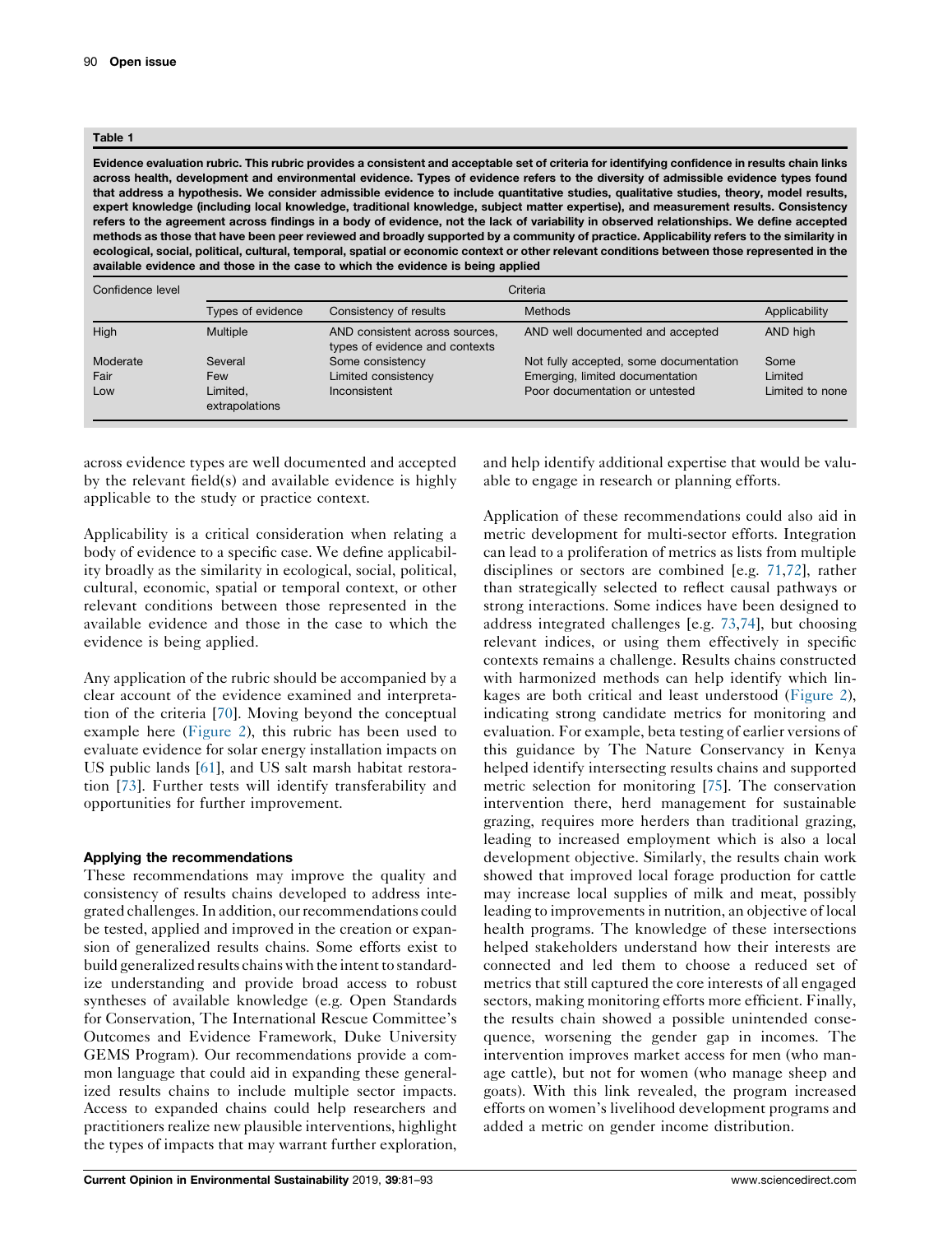**Table 1**

**Evidence evaluation rubric. This rubric provides a consistent and acceptable set of criteria for identifying confidence in results chain links across health, development and environmental evidence. Types of evidence refers to the diversity of admissible evidence types found that address a hypothesis. We consider admissible evidence to include quantitative studies, qualitative studies, theory, model results, expert knowledge (including local knowledge, traditional knowledge, subject matter expertise), and measurement results. Consistency refers to the agreement across findings in a body of evidence, not the lack of variability in observed relationships. We define accepted methods as those that have been peer reviewed and broadly supported by a community of practice. Applicability refers to the similarity in ecological, social, political, cultural, temporal, spatial or economic context or other relevant conditions between those represented in the available evidence and those in the case to which the evidence is being applied**

| Confidence level | Criteria | | | |
|---|---|---|---|---|
| | Types of evidence | Consistency of results | Methods | Applicability |
| High | Multiple | AND consistent across sources, types of evidence and contexts | AND well documented and accepted | AND high |
| Moderate | Several | Some consistency | Not fully accepted, some documentation | Some |
| Fair | Few | Limited consistency | Emerging, limited documentation | Limited |
| Low | Limited, extrapolations | Inconsistent | Poor documentation or untested | Limited to none |

across evidence types are well documented and accepted by the relevant field(s) and available evidence is highly applicable to the study or practice context.

Applicability is a critical consideration when relating a body of evidence to a specific case. We define applicability broadly as the similarity in ecological, social, political, cultural, economic, spatial or temporal context, or other relevant conditions between those represented in the available evidence and those in the case to which the evidence is being applied.

Any application of the rubric should be accompanied by a clear account of the evidence examined and interpretation of the criteria [70]. Moving beyond the conceptual example here (Figure 2), this rubric has been used to evaluate evidence for solar energy installation impacts on US public lands [61], and US salt marsh habitat restoration [73]. Further tests will identify transferability and opportunities for further improvement.

### Applying the recommendations

These recommendations may improve the quality and consistency of results chains developed to address integrated challenges. In addition, our recommendations could be tested, applied and improved in the creation or expansion of generalized results chains. Some efforts exist to build generalized results chains with the intent to standardize understanding and provide broad access to robust syntheses of available knowledge (e.g. Open Standards for Conservation, The International Rescue Committee's Outcomes and Evidence Framework, Duke University GEMS Program). Our recommendations provide a common language that could aid in expanding these generalized results chains to include multiple sector impacts. Access to expanded chains could help researchers and practitioners realize new plausible interventions, highlight the types of impacts that may warrant further exploration, and help identify additional expertise that would be valuable to engage in research or planning efforts.

Application of these recommendations could also aid in metric development for multi-sector efforts. Integration can lead to a proliferation of metrics as lists from multiple disciplines or sectors are combined [e.g. 71,72], rather than strategically selected to reflect causal pathways or strong interactions. Some indices have been designed to address integrated challenges [e.g. 73,74], but choosing relevant indices, or using them effectively in specific contexts remains a challenge. Results chains constructed with harmonized methods can help identify which linkages are both critical and least understood (Figure 2), indicating strong candidate metrics for monitoring and evaluation. For example, beta testing of earlier versions of this guidance by The Nature Conservancy in Kenya helped identify intersecting results chains and supported metric selection for monitoring [75]. The conservation intervention there, herd management for sustainable grazing, requires more herders than traditional grazing, leading to increased employment which is also a local development objective. Similarly, the results chain work showed that improved local forage production for cattle may increase local supplies of milk and meat, possibly leading to improvements in nutrition, an objective of local health programs. The knowledge of these intersections helped stakeholders understand how their interests are connected and led them to choose a reduced set of metrics that still captured the core interests of all engaged sectors, making monitoring efforts more efficient. Finally, the results chain showed a possible unintended consequence, worsening the gender gap in incomes. The intervention improves market access for men (who manage cattle), but not for women (who manage sheep and goats). With this link revealed, the program increased efforts on women's livelihood development programs and added a metric on gender income distribution.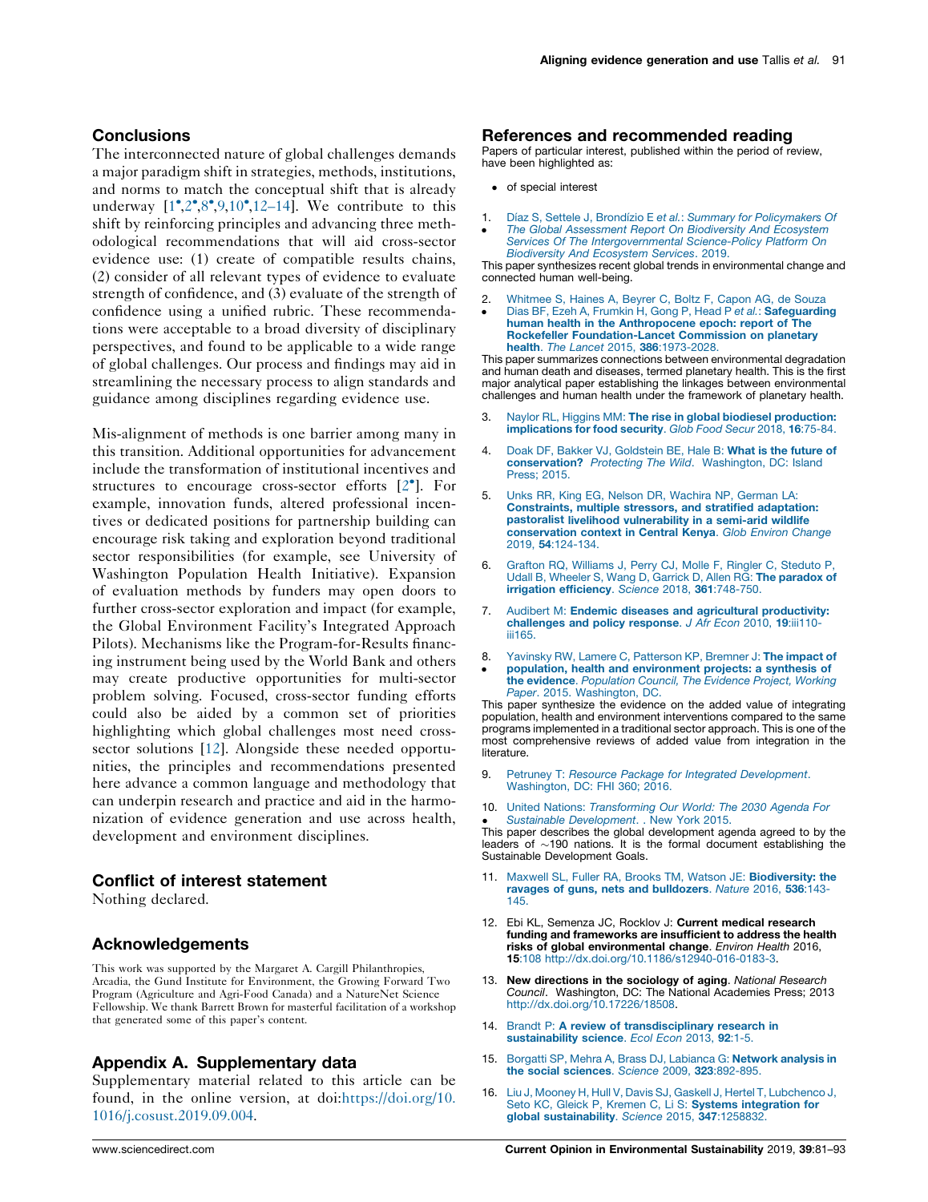## Conclusions

The interconnected nature of global challenges demands a major paradigm shift in strategies, methods, institutions, and norms to match the conceptual shift that is already underway [1•,2•,8•,9,10•,12–14]. We contribute to this shift by reinforcing principles and advancing three methodological recommendations that will aid cross-sector evidence use: (1) create of compatible results chains, (2) consider of all relevant types of evidence to evaluate strength of confidence, and (3) evaluate of the strength of confidence using a unified rubric. These recommendations were acceptable to a broad diversity of disciplinary perspectives, and found to be applicable to a wide range of global challenges. Our process and findings may aid in streamlining the necessary process to align standards and guidance among disciplines regarding evidence use.

Mis-alignment of methods is one barrier among many in this transition. Additional opportunities for advancement include the transformation of institutional incentives and structures to encourage cross-sector efforts [2•]. For example, innovation funds, altered professional incentives or dedicated positions for partnership building can encourage risk taking and exploration beyond traditional sector responsibilities (for example, see University of Washington Population Health Initiative). Expansion of evaluation methods by funders may open doors to further cross-sector exploration and impact (for example, the Global Environment Facility's Integrated Approach Pilots). Mechanisms like the Program-for-Results financing instrument being used by the World Bank and others may create productive opportunities for multi-sector problem solving. Focused, cross-sector funding efforts could also be aided by a common set of priorities highlighting which global challenges most need cross-sector solutions [12]. Alongside these needed opportunities, the principles and recommendations presented here advance a common language and methodology that can underpin research and practice and aid in the harmonization of evidence generation and use across health, development and environment disciplines.

## Conflict of interest statement

Nothing declared.

## Acknowledgements

This work was supported by the Margaret A. Cargill Philanthropies, Arcadia, the Gund Institute for Environment, the Growing Forward Two Program (Agriculture and Agri-Food Canada) and a NatureNet Science Fellowship. We thank Barrett Brown for masterful facilitation of a workshop that generated some of this paper's content.

## Appendix A. Supplementary data

Supplementary material related to this article can be found, in the online version, at doi:https://doi.org/10.1016/j.cosust.2019.09.004.

## References and recommended reading

Papers of particular interest, published within the period of review, have been highlighted as:

- • of special interest

1. • Díaz S, Settele J, Brondízio E *et al.*: *Summary for Policymakers Of The Global Assessment Report On Biodiversity And Ecosystem Services Of The Intergovernmental Science-Policy Platform On Biodiversity And Ecosystem Services*. 2019.
   This paper synthesizes recent global trends in environmental change and connected human well-being.

2. • Whitmee S, Haines A, Beyrer C, Boltz F, Capon AG, de Souza Dias BF, Ezeh A, Frumkin H, Gong P, Head P *et al.*: **Safeguarding human health in the Anthropocene epoch: report of The Rockefeller Foundation-Lancet Commission on planetary health**. *The Lancet* 2015, **386**:1973-2028.
   This paper summarizes connections between environmental degradation and human death and diseases, termed planetary health. This is the first major analytical paper establishing the linkages between environmental challenges and human health under the framework of planetary health.

3. Naylor RL, Higgins MM: **The rise in global biodiesel production: implications for food security**. *Glob Food Secur* 2018, **16**:75-84.

4. Doak DF, Bakker VJ, Goldstein BE, Hale B: **What is the future of conservation?** *Protecting The Wild*. Washington, DC: Island Press; 2015.

5. Unks RR, King EG, Nelson DR, Wachira NP, German LA: **Constraints, multiple stressors, and stratified adaptation: pastoralist livelihood vulnerability in a semi-arid wildlife conservation context in Central Kenya**. *Glob Environ Change* 2019, **54**:124-134.

6. Grafton RQ, Williams J, Perry CJ, Molle F, Ringler C, Steduto P, Udall B, Wheeler S, Wang D, Garrick D, Allen RG: **The paradox of irrigation efficiency**. *Science* 2018, **361**:748-750.

7. Audibert M: **Endemic diseases and agricultural productivity: challenges and policy response**. *J Afr Econ* 2010, **19**:iii110-iii165.

8. • Yavinsky RW, Lamere C, Patterson KP, Bremner J: **The impact of population, health and environment projects: a synthesis of the evidence**. *Population Council, The Evidence Project, Working Paper*. 2015. Washington, DC.
   This paper synthesize the evidence on the added value of integrating population, health and environment interventions compared to the same programs implemented in a traditional sector approach. This is one of the most comprehensive reviews of added value from integration in the literature.

9. Petruney T: *Resource Package for Integrated Development*. Washington, DC: FHI 360; 2016.

10. • United Nations: *Transforming Our World: The 2030 Agenda For Sustainable Development*. . New York 2015.
    This paper describes the global development agenda agreed to by the leaders of ~190 nations. It is the formal document establishing the Sustainable Development Goals.

11. Maxwell SL, Fuller RA, Brooks TM, Watson JE: **Biodiversity: the ravages of guns, nets and bulldozers**. *Nature* 2016, **536**:143-145.

12. Ebi KL, Semenza JC, Rocklov J: **Current medical research funding and frameworks are insufficient to address the health risks of global environmental change**. *Environ Health* 2016, **15**:108 http://dx.doi.org/10.1186/s12940-016-0183-3.

13. **New directions in the sociology of aging**. *National Research Council*. Washington, DC: The National Academies Press; 2013 http://dx.doi.org/10.17226/18508.

14. Brandt P: **A review of transdisciplinary research in sustainability science**. *Ecol Econ* 2013, **92**:1-5.

15. Borgatti SP, Mehra A, Brass DJ, Labianca G: **Network analysis in the social sciences**. *Science* 2009, **323**:892-895.

16. Liu J, Mooney H, Hull V, Davis SJ, Gaskell J, Hertel T, Lubchenco J, Seto KC, Gleick P, Kremen C, Li S: **Systems integration for global sustainability**. *Science* 2015, **347**:1258832.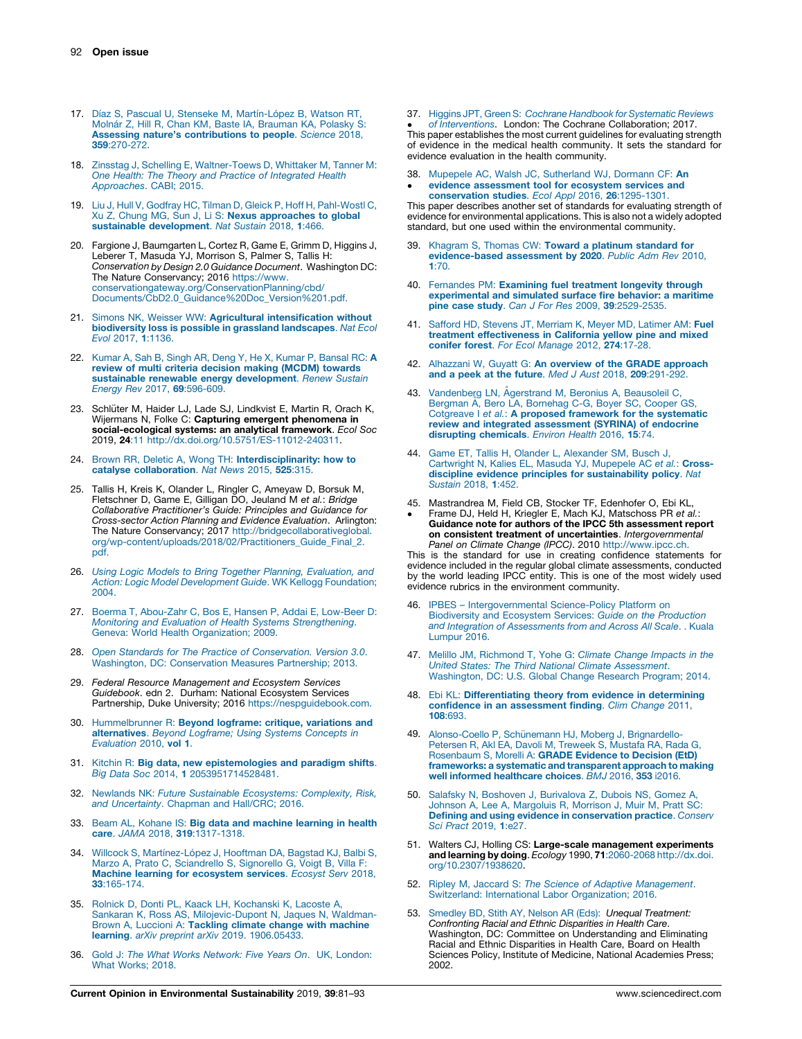17. Díaz S, Pascual U, Stenseke M, Martín-López B, Watson RT, Molnár Z, Hill R, Chan KM, Baste IA, Brauman KA, Polasky S: **Assessing nature's contributions to people**. *Science* 2018, **359**:270-272.

18. Zinsstag J, Schelling E, Waltner-Toews D, Whittaker M, Tanner M: *One Health: The Theory and Practice of Integrated Health Approaches*. CABI; 2015.

19. Liu J, Hull V, Godfray HC, Tilman D, Gleick P, Hoff H, Pahl-Wostl C, Xu Z, Chung MG, Sun J, Li S: **Nexus approaches to global sustainable development**. *Nat Sustain* 2018, **1**:466.

20. Fargione J, Baumgarten L, Cortez R, Game E, Grimm D, Higgins J, Leberer T, Masuda YJ, Morrison S, Palmer S, Tallis H: *Conservation by Design 2.0 Guidance Document*. Washington DC: The Nature Conservancy; 2016 https://www.conservationgateway.org/ConservationPlanning/cbd/Documents/CbD2.0_Guidance%20Doc_Version%201.pdf.

21. Simons NK, Weisser WW: **Agricultural intensification without biodiversity loss is possible in grassland landscapes**. *Nat Ecol Evol* 2017, **1**:1136.

22. Kumar A, Sah B, Singh AR, Deng Y, He X, Kumar P, Bansal RC: **A review of multi criteria decision making (MCDM) towards sustainable renewable energy development**. *Renew Sustain Energy Rev* 2017, **69**:596-609.

23. Schlüter M, Haider LJ, Lade SJ, Lindkvist E, Martin R, Orach K, Wijermans N, Folke C: **Capturing emergent phenomena in social-ecological systems: an analytical framework**. *Ecol Soc* 2019, **24**:11 http://dx.doi.org/10.5751/ES-11012-240311.

24. Brown RR, Deletic A, Wong TH: **Interdisciplinarity: how to catalyse collaboration**. *Nat News* 2015, **525**:315.

25. Tallis H, Kreis K, Olander L, Ringler C, Ameyaw D, Borsuk M, Fletschner D, Game E, Gilligan DO, Jeuland M *et al.*: *Bridge Collaborative Practitioner's Guide: Principles and Guidance for Cross-sector Action Planning and Evidence Evaluation*. Arlington: The Nature Conservancy; 2017 http://bridgecollaborativeglobal.org/wp-content/uploads/2018/02/Practitioners_Guide_Final_2.pdf.

26. *Using Logic Models to Bring Together Planning, Evaluation, and Action: Logic Model Development Guide*. WK Kellogg Foundation; 2004.

27. Boerma T, Abou-Zahr C, Bos E, Hansen P, Addai E, Low-Beer D: *Monitoring and Evaluation of Health Systems Strengthening*. Geneva: World Health Organization; 2009.

28. *Open Standards for The Practice of Conservation. Version 3.0*. Washington, DC: Conservation Measures Partnership; 2013.

29. *Federal Resource Management and Ecosystem Services Guidebook*. edn 2. Durham: National Ecosystem Services Partnership, Duke University; 2016 https://nespguidebook.com.

30. Hummelbrunner R: **Beyond logframe: critique, variations and alternatives**. *Beyond Logframe; Using Systems Concepts in Evaluation* 2010, **vol 1**.

31. Kitchin R: **Big data, new epistemologies and paradigm shifts**. *Big Data Soc* 2014, **1** 2053951714528481.

32. Newlands NK: *Future Sustainable Ecosystems: Complexity, Risk, and Uncertainty*. Chapman and Hall/CRC; 2016.

33. Beam AL, Kohane IS: **Big data and machine learning in health care**. *JAMA* 2018, **319**:1317-1318.

34. Willcock S, Martínez-López J, Hooftman DA, Bagstad KJ, Balbi S, Marzo A, Prato C, Sciandrello S, Signorello G, Voigt B, Villa F: **Machine learning for ecosystem services**. *Ecosyst Serv* 2018, **33**:165-174.

35. Rolnick D, Donti PL, Kaack LH, Kochanski K, Lacoste A, Sankaran K, Ross AS, Milojevic-Dupont N, Jaques N, Waldman-Brown A, Luccioni A: **Tackling climate change with machine learning**. *arXiv preprint arXiv* 2019. 1906.05433.

36. Gold J: *The What Works Network: Five Years On*. UK, London: What Works; 2018.

37. • Higgins JPT, Green S: *Cochrane Handbook for Systematic Reviews of Interventions*. London: The Cochrane Collaboration; 2017.
This paper establishes the most current guidelines for evaluating strength of evidence in the medical health community. It sets the standard for evidence evaluation in the health community.

38. • Mupepele AC, Walsh JC, Sutherland WJ, Dormann CF: **An evidence assessment tool for ecosystem services and conservation studies**. *Ecol Appl* 2016, **26**:1295-1301.
This paper describes another set of standards for evaluating strength of evidence for environmental applications. This is also not a widely adopted standard, but one used within the environmental community.

39. Khagram S, Thomas CW: **Toward a platinum standard for evidence-based assessment by 2020**. *Public Adm Rev* 2010, **1**:70.

40. Fernandes PM: **Examining fuel treatment longevity through experimental and simulated surface fire behavior: a maritime pine case study**. *Can J For Res* 2009, **39**:2529-2535.

41. Safford HD, Stevens JT, Merriam K, Meyer MD, Latimer AM: **Fuel treatment effectiveness in California yellow pine and mixed conifer forest**. *For Ecol Manage* 2012, **274**:17-28.

42. Alhazzani W, Guyatt G: **An overview of the GRADE approach and a peek at the future**. *Med J Aust* 2018, **209**:291-292.

43. Vandenberg LN, Ågerstrand M, Beronius A, Beausoleil C, Bergman Å, Bero LA, Bornehag C-G, Boyer SC, Cooper GS, Cotgreave I *et al.*: **A proposed framework for the systematic review and integrated assessment (SYRINA) of endocrine disrupting chemicals**. *Environ Health* 2016, **15**:74.

44. Game ET, Tallis H, Olander L, Alexander SM, Busch J, Cartwright N, Kalies EL, Masuda YJ, Mupepele AC *et al.*: **Cross-discipline evidence principles for sustainability policy**. *Nat Sustain* 2018, **1**:452.

45. • Mastrandrea M, Field CB, Stocker TF, Edenhofer O, Ebi KL, Frame DJ, Held H, Kriegler E, Mach KJ, Matschoss PR *et al.*: **Guidance note for authors of the IPCC 5th assessment report on consistent treatment of uncertainties**. *Intergovernmental Panel on Climate Change (IPCC)*. 2010 http://www.ipcc.ch.
This is the standard for use in creating confidence statements for evidence included in the regular global climate assessments, conducted by the world leading IPCC entity. This is one of the most widely used evidence rubrics in the environment community.

46. IPBES – Intergovernmental Science-Policy Platform on Biodiversity and Ecosystem Services: *Guide on the Production and Integration of Assessments from and Across All Scale*. . Kuala Lumpur 2016.

47. Melillo JM, Richmond T, Yohe G: *Climate Change Impacts in the United States: The Third National Climate Assessment*. Washington, DC: U.S. Global Change Research Program; 2014.

48. Ebi KL: **Differentiating theory from evidence in determining confidence in an assessment finding**. *Clim Change* 2011, **108**:693.

49. Alonso-Coello P, Schünemann HJ, Moberg J, Brignardello-Petersen R, Akl EA, Davoli M, Treweek S, Mustafa RA, Rada G, Rosenbaum S, Morelli A: **GRADE Evidence to Decision (EtD) frameworks: a systematic and transparent approach to making well informed healthcare choices**. *BMJ* 2016, **353** i2016.

50. Salafsky N, Boshoven J, Burivalova Z, Dubois NS, Gomez A, Johnson A, Lee A, Margoluis R, Morrison J, Muir M, Pratt SC: **Defining and using evidence in conservation practice**. *Conserv Sci Pract* 2019, **1**:e27.

51. Walters CJ, Holling CS: **Large-scale management experiments and learning by doing**. *Ecology* 1990, **71**:2060-2068 http://dx.doi.org/10.2307/1938620.

52. Ripley M, Jaccard S: *The Science of Adaptive Management*. Switzerland: International Labor Organization; 2016.

53. Smedley BD, Stith AY, Nelson AR (Eds): *Unequal Treatment: Confronting Racial and Ethnic Disparities in Health Care*. Washington, DC: Committee on Understanding and Eliminating Racial and Ethnic Disparities in Health Care, Board on Health Sciences Policy, Institute of Medicine, National Academies Press; 2002.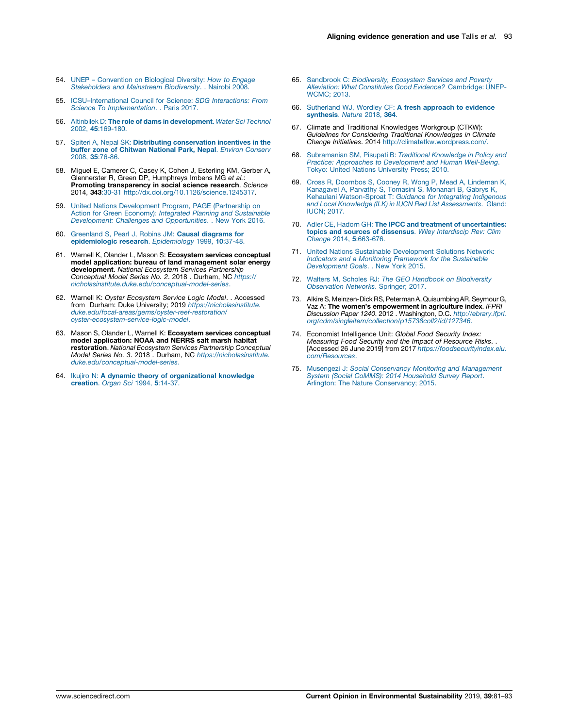54. UNEP – Convention on Biological Diversity: *How to Engage Stakeholders and Mainstream Biodiversity*. . Nairobi 2008.

55. ICSU–International Council for Science: *SDG Interactions: From Science To Implementation*. . Paris 2017.

56. Altinbilek D: **The role of dams in development**. *Water Sci Technol* 2002, **45**:169-180.

57. Spiteri A, Nepal SK: **Distributing conservation incentives in the buffer zone of Chitwan National Park, Nepal**. *Environ Conserv* 2008, **35**:76-86.

58. Miguel E, Camerer C, Casey K, Cohen J, Esterling KM, Gerber A, Glennerster R, Green DP, Humphreys Imbens MG *et al.*: **Promoting transparency in social science research**. *Science* 2014, **343**:30-31 http://dx.doi.org/10.1126/science.1245317.

59. United Nations Development Program, PAGE (Partnership on Action for Green Economy): *Integrated Planning and Sustainable Development: Challenges and Opportunities*. . New York 2016.

60. Greenland S, Pearl J, Robins JM: **Causal diagrams for epidemiologic research**. *Epidemiology* 1999, **10**:37-48.

61. Warnell K, Olander L, Mason S: **Ecosystem services conceptual model application: bureau of land management solar energy development**. *National Ecosystem Services Partnership Conceptual Model Series No. 2*. 2018 . Durham, NC *https://nicholasinstitute.duke.edu/conceptual-model-series*.

62. Warnell K: *Oyster Ecosystem Service Logic Model*. . Accessed from Durham: Duke University; 2019 *https://nicholasinstitute.duke.edu/focal-areas/gems/oyster-reef-restoration/oyster-ecosystem-service-logic-model*.

63. Mason S, Olander L, Warnell K: **Ecosystem services conceptual model application: NOAA and NERRS salt marsh habitat restoration**. *National Ecosystem Services Partnership Conceptual Model Series No. 3*. 2018 . Durham, NC *https://nicholasinstitute.duke.edu/conceptual-model-series*.

64. Ikujiro N: **A dynamic theory of organizational knowledge creation**. *Organ Sci* 1994, **5**:14-37.

65. Sandbrook C: *Biodiversity, Ecosystem Services and Poverty Alleviation: What Constitutes Good Evidence?* Cambridge: UNEP-WCMC; 2013.

66. Sutherland WJ, Wordley CF: **A fresh approach to evidence synthesis**. *Nature* 2018, **364**.

67. Climate and Traditional Knowledges Workgroup (CTKW): *Guidelines for Considering Traditional Knowledges in Climate Change Initiatives*. 2014 http://climatetkw.wordpress.com/.

68. Subramanian SM, Pisupati B: *Traditional Knowledge in Policy and Practice: Approaches to Development and Human Well-Being*. Tokyo: United Nations University Press; 2010.

69. Cross R, Doornbos S, Cooney R, Wong P, Mead A, Lindeman K, Kanagavel A, Parvathy S, Tomasini S, Monanari B, Gabrys K, Kehaulani Watson-Sproat T: *Guidance for Integrating Indigenous and Local Knowledge (ILK) in IUCN Red List Assessments*. Gland: IUCN; 2017.

70. Adler CE, Hadorn GH: **The IPCC and treatment of uncertainties: topics and sources of dissensus**. *Wiley Interdiscip Rev: Clim Change* 2014, **5**:663-676.

71. United Nations Sustainable Development Solutions Network: *Indicators and a Monitoring Framework for the Sustainable Development Goals*. . New York 2015.

72. Walters M, Scholes RJ: *The GEO Handbook on Biodiversity Observation Networks*. Springer; 2017.

73. Alkire S, Meinzen-Dick RS, Peterman A, Quisumbing AR, Seymour G, Vaz A: **The women's empowerment in agriculture index**. *IFPRI Discussion Paper 1240*. 2012 . Washington, D.C. *http://ebrary.ifpri.org/cdm/singleitem/collection/p15738coll2/id/127346*.

74. Economist Intelligence Unit: *Global Food Security Index: Measuring Food Security and the Impact of Resource Risks*. . [Accessed 26 June 2019] from 2017 *https://foodsecurityindex.eiu.com/Resources*.

75. Musengezi J: *Social Conservancy Monitoring and Management System (Social CoMMS): 2014 Household Survey Report*. Arlington: The Nature Conservancy; 2015.